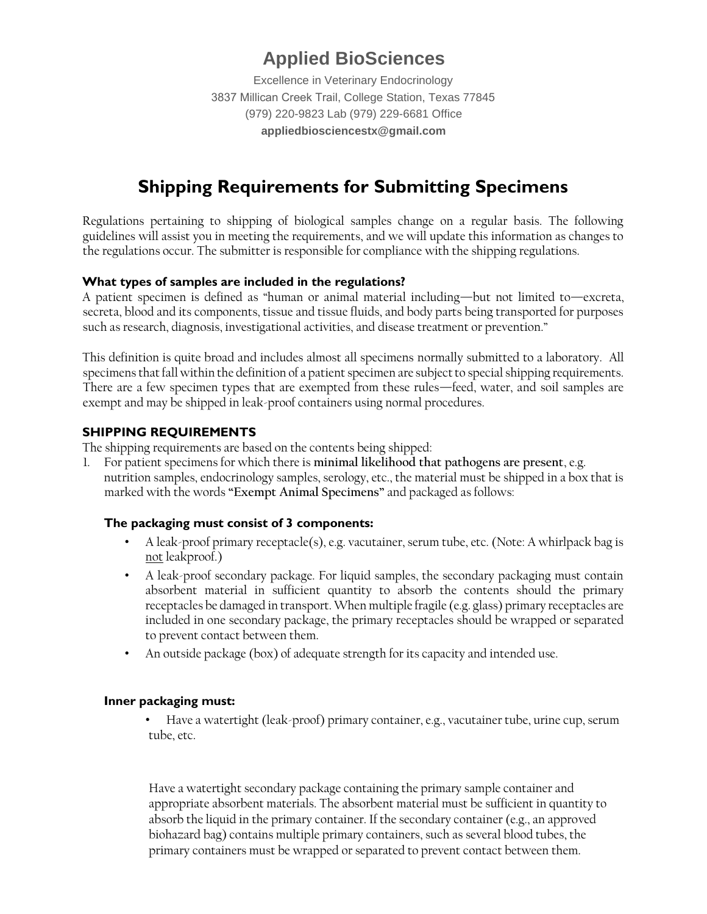# Applied BioSciences

Excellence in Veterinary Endocrinology
3837 Millican Creek Trail, College Station, Texas 77845
(979) 220-9823 Lab (979) 229-6681 Office
**appliedbiosciencestx@gmail.com**

## Shipping Requirements for Submitting Specimens

Regulations pertaining to shipping of biological samples change on a regular basis. The following guidelines will assist you in meeting the requirements, and we will update this information as changes to the regulations occur. The submitter is responsible for compliance with the shipping regulations.

### What types of samples are included in the regulations?

A patient specimen is defined as "human or animal material including—but not limited to—excreta, secreta, blood and its components, tissue and tissue fluids, and body parts being transported for purposes such as research, diagnosis, investigational activities, and disease treatment or prevention."

This definition is quite broad and includes almost all specimens normally submitted to a laboratory. All specimens that fall within the definition of a patient specimen are subject to special shipping requirements. There are a few specimen types that are exempted from these rules—feed, water, and soil samples are exempt and may be shipped in leak-proof containers using normal procedures.

### SHIPPING REQUIREMENTS

The shipping requirements are based on the contents being shipped:

1. For patient specimens for which there is **minimal likelihood that pathogens are present**, e.g. nutrition samples, endocrinology samples, serology, etc., the material must be shipped in a box that is marked with the words **"Exempt Animal Specimens"** and packaged as follows:

#### The packaging must consist of 3 components:

- A leak-proof primary receptacle(s), e.g. vacutainer, serum tube, etc. (Note: A whirlpack bag is not leakproof.)
- A leak-proof secondary package. For liquid samples, the secondary packaging must contain absorbent material in sufficient quantity to absorb the contents should the primary receptacles be damaged in transport. When multiple fragile (e.g. glass) primary receptacles are included in one secondary package, the primary receptacles should be wrapped or separated to prevent contact between them.
- An outside package (box) of adequate strength for its capacity and intended use.

#### Inner packaging must:

- Have a watertight (leak-proof) primary container, e.g., vacutainer tube, urine cup, serum tube, etc.

Have a watertight secondary package containing the primary sample container and appropriate absorbent materials. The absorbent material must be sufficient in quantity to absorb the liquid in the primary container. If the secondary container (e.g., an approved biohazard bag) contains multiple primary containers, such as several blood tubes, the primary containers must be wrapped or separated to prevent contact between them.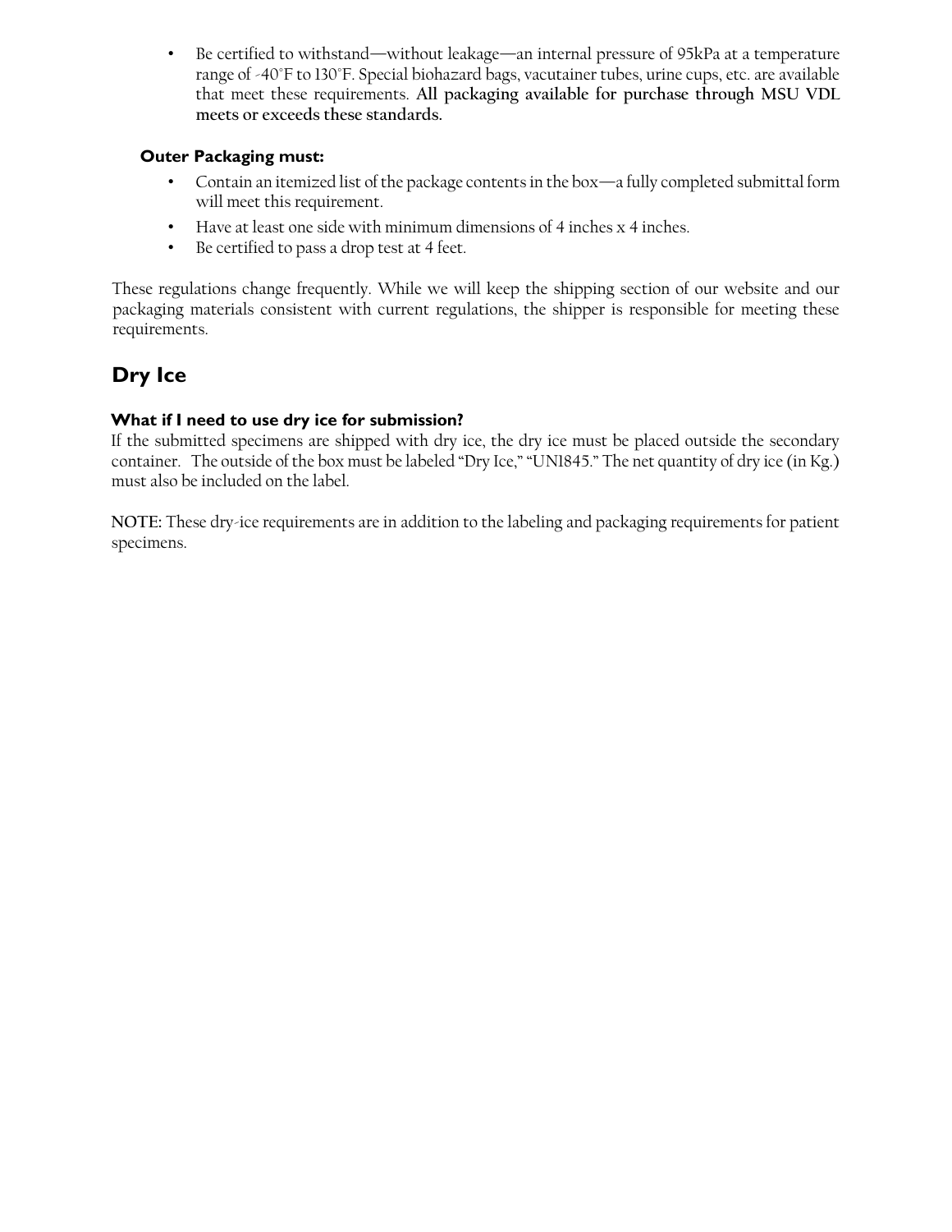- Be certified to withstand—without leakage—an internal pressure of 95kPa at a temperature range of -40°F to 130°F. Special biohazard bags, vacutainer tubes, urine cups, etc. are available that meet these requirements. **All packaging available for purchase through MSU VDL meets or exceeds these standards.**

### Outer Packaging must:

- Contain an itemized list of the package contents in the box—a fully completed submittal form will meet this requirement.
- Have at least one side with minimum dimensions of 4 inches x 4 inches.
- Be certified to pass a drop test at 4 feet.

These regulations change frequently. While we will keep the shipping section of our website and our packaging materials consistent with current regulations, the shipper is responsible for meeting these requirements.

## Dry Ice

### What if I need to use dry ice for submission?

If the submitted specimens are shipped with dry ice, the dry ice must be placed outside the secondary container. The outside of the box must be labeled "Dry Ice," "UN1845." The net quantity of dry ice (in Kg.) must also be included on the label.

**NOTE:** These dry-ice requirements are in addition to the labeling and packaging requirements for patient specimens.